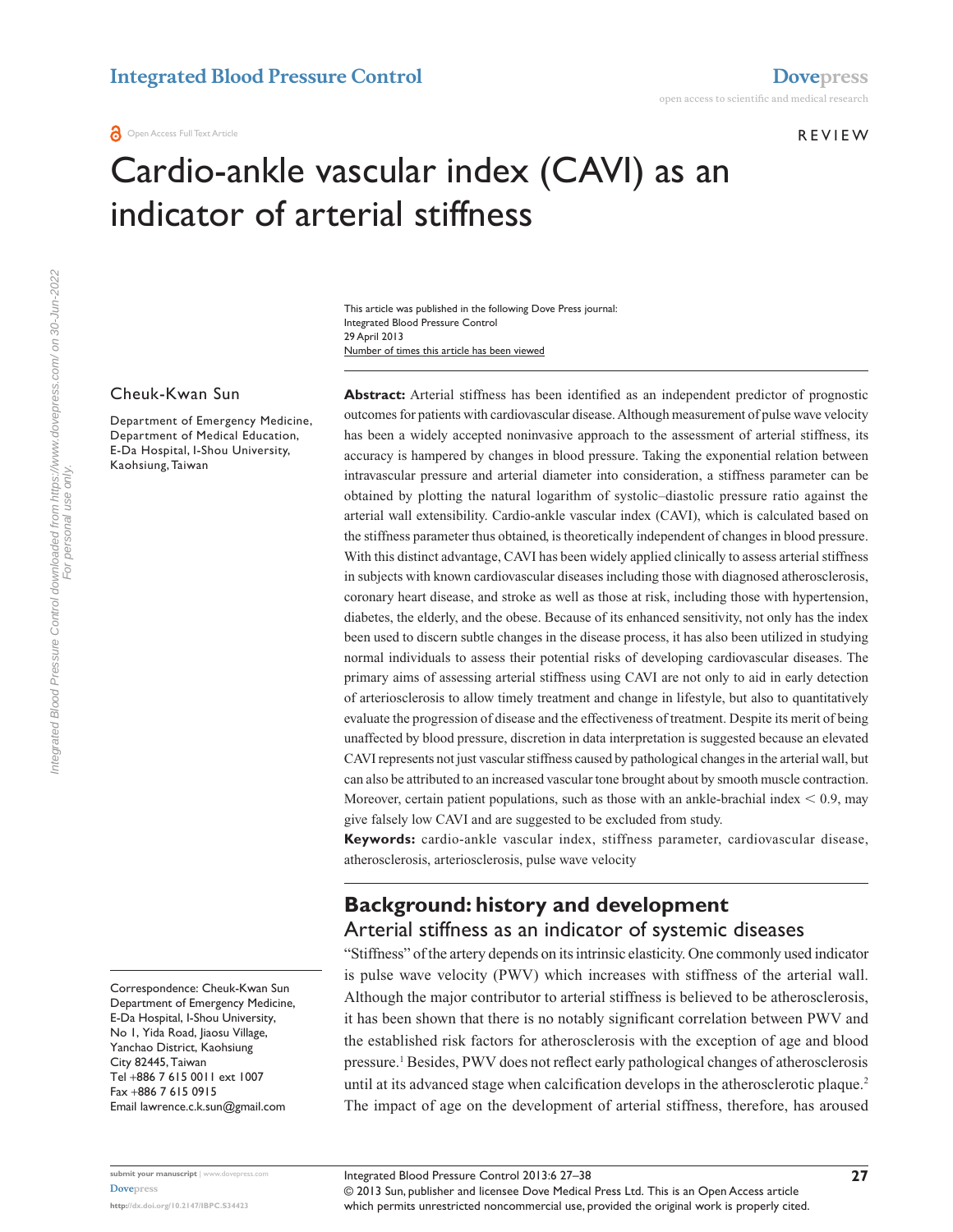# Cardio-ankle vascular index (CAVI) as an indicator of arterial stiffness

REVIEW

Open Access Full Text Article

This article was published in the following Dove Press journal:
Integrated Blood Pressure Control
29 April 2013
Number of times this article has been viewed

Cheuk-Kwan Sun

Department of Emergency Medicine, Department of Medical Education, E-Da Hospital, I-Shou University, Kaohsiung, Taiwan

**Abstract:** Arterial stiffness has been identified as an independent predictor of prognostic outcomes for patients with cardiovascular disease. Although measurement of pulse wave velocity has been a widely accepted noninvasive approach to the assessment of arterial stiffness, its accuracy is hampered by changes in blood pressure. Taking the exponential relation between intravascular pressure and arterial diameter into consideration, a stiffness parameter can be obtained by plotting the natural logarithm of systolic–diastolic pressure ratio against the arterial wall extensibility. Cardio-ankle vascular index (CAVI), which is calculated based on the stiffness parameter thus obtained, is theoretically independent of changes in blood pressure. With this distinct advantage, CAVI has been widely applied clinically to assess arterial stiffness in subjects with known cardiovascular diseases including those with diagnosed atherosclerosis, coronary heart disease, and stroke as well as those at risk, including those with hypertension, diabetes, the elderly, and the obese. Because of its enhanced sensitivity, not only has the index been used to discern subtle changes in the disease process, it has also been utilized in studying normal individuals to assess their potential risks of developing cardiovascular diseases. The primary aims of assessing arterial stiffness using CAVI are not only to aid in early detection of arteriosclerosis to allow timely treatment and change in lifestyle, but also to quantitatively evaluate the progression of disease and the effectiveness of treatment. Despite its merit of being unaffected by blood pressure, discretion in data interpretation is suggested because an elevated CAVI represents not just vascular stiffness caused by pathological changes in the arterial wall, but can also be attributed to an increased vascular tone brought about by smooth muscle contraction. Moreover, certain patient populations, such as those with an ankle-brachial index $< 0.9$, may give falsely low CAVI and are suggested to be excluded from study.

**Keywords:** cardio-ankle vascular index, stiffness parameter, cardiovascular disease, atherosclerosis, arteriosclerosis, pulse wave velocity

## Background: history and development

### Arterial stiffness as an indicator of systemic diseases

"Stiffness" of the artery depends on its intrinsic elasticity. One commonly used indicator is pulse wave velocity (PWV) which increases with stiffness of the arterial wall. Although the major contributor to arterial stiffness is believed to be atherosclerosis, it has been shown that there is no notably significant correlation between PWV and the established risk factors for atherosclerosis with the exception of age and blood pressure.[1] Besides, PWV does not reflect early pathological changes of atherosclerosis until at its advanced stage when calcification develops in the atherosclerotic plaque.[2] The impact of age on the development of arterial stiffness, therefore, has aroused

Correspondence: Cheuk-Kwan Sun
Department of Emergency Medicine, E-Da Hospital, I-Shou University, No 1, Yida Road, Jiaosu Village, Yanchao District, Kaohsiung City 82445, Taiwan
Tel +886 7 615 0011 ext 1007
Fax +886 7 615 0915
Email lawrence.c.k.sun@gmail.com

© 2013 Sun, publisher and licensee Dove Medical Press Ltd. This is an Open Access article which permits unrestricted noncommercial use, provided the original work is properly cited.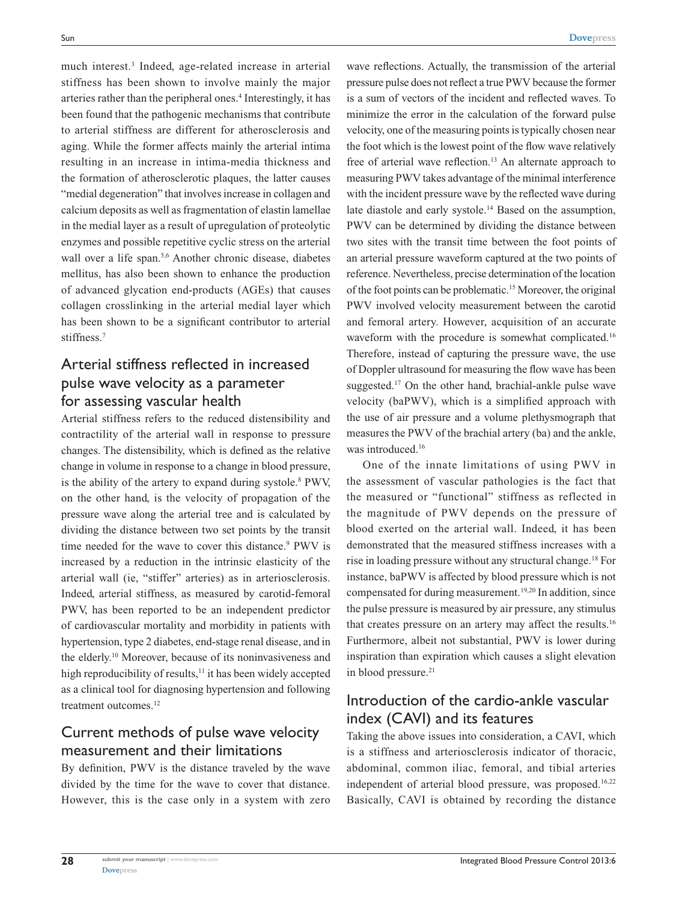much interest.[3] Indeed, age-related increase in arterial stiffness has been shown to involve mainly the major arteries rather than the peripheral ones.[4] Interestingly, it has been found that the pathogenic mechanisms that contribute to arterial stiffness are different for atherosclerosis and aging. While the former affects mainly the arterial intima resulting in an increase in intima-media thickness and the formation of atherosclerotic plaques, the latter causes "medial degeneration" that involves increase in collagen and calcium deposits as well as fragmentation of elastin lamellae in the medial layer as a result of upregulation of proteolytic enzymes and possible repetitive cyclic stress on the arterial wall over a life span.[5,6] Another chronic disease, diabetes mellitus, has also been shown to enhance the production of advanced glycation end-products (AGEs) that causes collagen crosslinking in the arterial medial layer which has been shown to be a significant contributor to arterial stiffness.[7]

## Arterial stiffness reflected in increased pulse wave velocity as a parameter for assessing vascular health

Arterial stiffness refers to the reduced distensibility and contractility of the arterial wall in response to pressure changes. The distensibility, which is defined as the relative change in volume in response to a change in blood pressure, is the ability of the artery to expand during systole.[8] PWV, on the other hand, is the velocity of propagation of the pressure wave along the arterial tree and is calculated by dividing the distance between two set points by the transit time needed for the wave to cover this distance.[9] PWV is increased by a reduction in the intrinsic elasticity of the arterial wall (ie, "stiffer" arteries) as in arteriosclerosis. Indeed, arterial stiffness, as measured by carotid-femoral PWV, has been reported to be an independent predictor of cardiovascular mortality and morbidity in patients with hypertension, type 2 diabetes, end-stage renal disease, and in the elderly.[10] Moreover, because of its noninvasiveness and high reproducibility of results,[11] it has been widely accepted as a clinical tool for diagnosing hypertension and following treatment outcomes.[12]

## Current methods of pulse wave velocity measurement and their limitations

By definition, PWV is the distance traveled by the wave divided by the time for the wave to cover that distance. However, this is the case only in a system with zero wave reflections. Actually, the transmission of the arterial pressure pulse does not reflect a true PWV because the former is a sum of vectors of the incident and reflected waves. To minimize the error in the calculation of the forward pulse velocity, one of the measuring points is typically chosen near the foot which is the lowest point of the flow wave relatively free of arterial wave reflection.[13] An alternate approach to measuring PWV takes advantage of the minimal interference with the incident pressure wave by the reflected wave during late diastole and early systole.[14] Based on the assumption, PWV can be determined by dividing the distance between two sites with the transit time between the foot points of an arterial pressure waveform captured at the two points of reference. Nevertheless, precise determination of the location of the foot points can be problematic.[15] Moreover, the original PWV involved velocity measurement between the carotid and femoral artery. However, acquisition of an accurate waveform with the procedure is somewhat complicated.[16] Therefore, instead of capturing the pressure wave, the use of Doppler ultrasound for measuring the flow wave has been suggested.[17] On the other hand, brachial-ankle pulse wave velocity (baPWV), which is a simplified approach with the use of air pressure and a volume plethysmograph that measures the PWV of the brachial artery (ba) and the ankle, was introduced.[16]

One of the innate limitations of using PWV in the assessment of vascular pathologies is the fact that the measured or "functional" stiffness as reflected in the magnitude of PWV depends on the pressure of blood exerted on the arterial wall. Indeed, it has been demonstrated that the measured stiffness increases with a rise in loading pressure without any structural change.[18] For instance, baPWV is affected by blood pressure which is not compensated for during measurement.[19,20] In addition, since the pulse pressure is measured by air pressure, any stimulus that creates pressure on an artery may affect the results.[16] Furthermore, albeit not substantial, PWV is lower during inspiration than expiration which causes a slight elevation in blood pressure.[21]

## Introduction of the cardio-ankle vascular index (CAVI) and its features

Taking the above issues into consideration, a CAVI, which is a stiffness and arteriosclerosis indicator of thoracic, abdominal, common iliac, femoral, and tibial arteries independent of arterial blood pressure, was proposed.[16,22] Basically, CAVI is obtained by recording the distance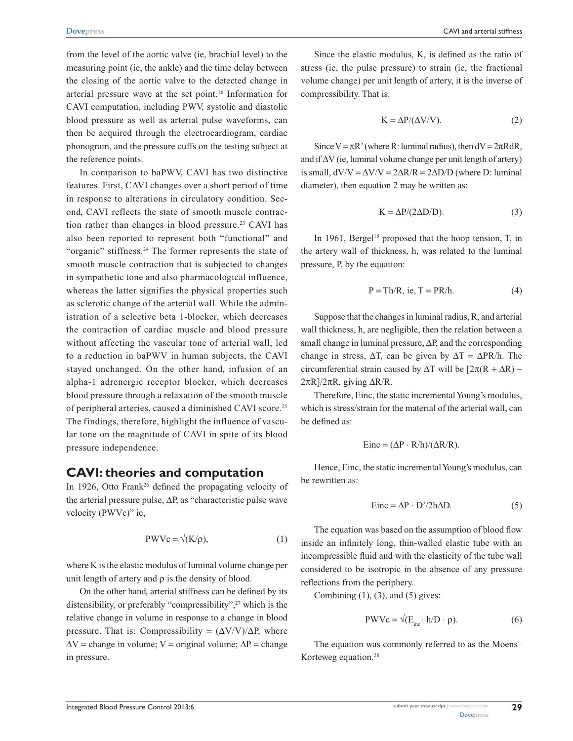from the level of the aortic valve (ie, brachial level) to the measuring point (ie, the ankle) and the time delay between the closing of the aortic valve to the detected change in arterial pressure wave at the set point.[16] Information for CAVI computation, including PWV, systolic and diastolic blood pressure as well as arterial pulse waveforms, can then be acquired through the electrocardiogram, cardiac phonogram, and the pressure cuffs on the testing subject at the reference points.

In comparison to baPWV, CAVI has two distinctive features. First, CAVI changes over a short period of time in response to alterations in circulatory condition. Second, CAVI reflects the state of smooth muscle contraction rather than changes in blood pressure.[23] CAVI has also been reported to represent both "functional" and "organic" stiffness.[24] The former represents the state of smooth muscle contraction that is subjected to changes in sympathetic tone and also pharmacological influence, whereas the latter signifies the physical properties such as sclerotic change of the arterial wall. While the administration of a selective beta 1-blocker, which decreases the contraction of cardiac muscle and blood pressure without affecting the vascular tone of arterial wall, led to a reduction in baPWV in human subjects, the CAVI stayed unchanged. On the other hand, infusion of an alpha-1 adrenergic receptor blocker, which decreases blood pressure through a relaxation of the smooth muscle of peripheral arteries, caused a diminished CAVI score.[25] The findings, therefore, highlight the influence of vascular tone on the magnitude of CAVI in spite of its blood pressure independence.

## CAVI: theories and computation

In 1926, Otto Frank[26] defined the propagating velocity of the arterial pressure pulse, $\Delta P$, as "characteristic pulse wave velocity (PWVc)" ie,

$$PWVc = \sqrt{(K/\rho)}, \tag{1}$$

where K is the elastic modulus of luminal volume change per unit length of artery and $\rho$ is the density of blood.

On the other hand, arterial stiffness can be defined by its distensibility, or preferably "compressibility",[27] which is the relative change in volume in response to a change in blood pressure. That is: Compressibility $= (\Delta V/V)/\Delta P$, where $\Delta V$ = change in volume; V = original volume; $\Delta P$ = change in pressure.

Since the elastic modulus, K, is defined as the ratio of stress (ie, the pulse pressure) to strain (ie, the fractional volume change) per unit length of artery, it is the inverse of compressibility. That is:

$$K = \Delta P/(\Delta V/V). \tag{2}$$

Since $V = \pi R^2$ (where R: luminal radius), then $dV = 2\pi R dR$, and if $\Delta V$ (ie, luminal volume change per unit length of artery) is small, $dV/V = \Delta V/V = 2\Delta R/R = 2\Delta D/D$ (where D: luminal diameter), then equation 2 may be written as:

$$K = \Delta P/(2\Delta D/D). \tag{3}$$

In 1961, Bergel[18] proposed that the hoop tension, T, in the artery wall of thickness, h, was related to the luminal pressure, P, by the equation:

$$P = Th/R, \text{ ie, } T = PR/h. \tag{4}$$

Suppose that the changes in luminal radius, R, and arterial wall thickness, h, are negligible, then the relation between a small change in luminal pressure, $\Delta P$, and the corresponding change in stress, $\Delta T$, can be given by $\Delta T = \Delta PR/h$. The circumferential strain caused by $\Delta T$ will be $[2\pi(R + \Delta R) - 2\pi R]/2\pi R$, giving $\Delta R/R$.

Therefore, Einc, the static incremental Young's modulus, which is stress/strain for the material of the arterial wall, can be defined as:

$$Einc = (\Delta P \cdot R/h)/(\Delta R/R).$$

Hence, Einc, the static incremental Young's modulus, can be rewritten as:

$$Einc = \Delta P \cdot D^2/2h\Delta D. \tag{5}$$

The equation was based on the assumption of blood flow inside an infinitely long, thin-walled elastic tube with an incompressible fluid and with the elasticity of the tube wall considered to be isotropic in the absence of any pressure reflections from the periphery.

Combining (1), (3), and (5) gives:

$$PWVc = \sqrt{(E_{inc} \cdot h/D \cdot \rho)}. \tag{6}$$

The equation was commonly referred to as the Moens–Korteweg equation.[28]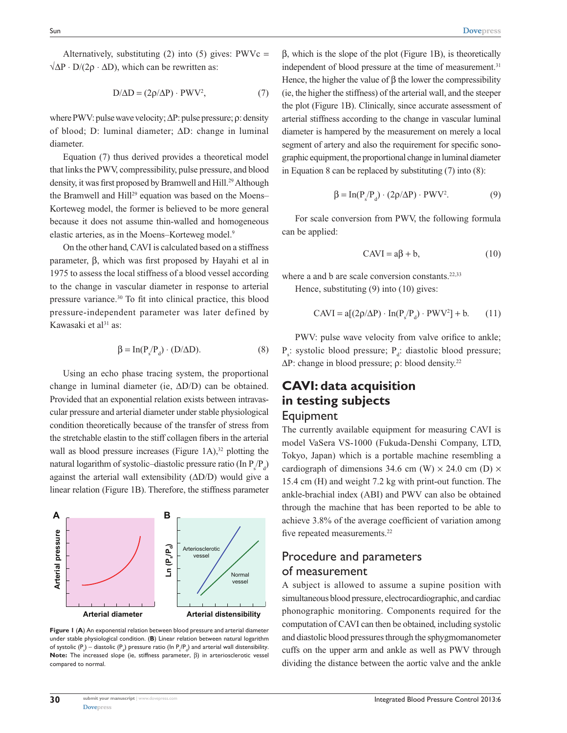Alternatively, substituting (2) into (5) gives: PWVc = $\sqrt{\Delta P \cdot D/(2\rho \cdot \Delta D)}$, which can be rewritten as:

$$D/\Delta D = (2\rho/\Delta P) \cdot PWV^2, \tag{7}$$

where PWV: pulse wave velocity; ΔP: pulse pressure; ρ: density of blood; D: luminal diameter; ΔD: change in luminal diameter.

Equation (7) thus derived provides a theoretical model that links the PWV, compressibility, pulse pressure, and blood density, it was first proposed by Bramwell and Hill.[29] Although the Bramwell and Hill[29] equation was based on the Moens–Korteweg model, the former is believed to be more general because it does not assume thin-walled and homogeneous elastic arteries, as in the Moens–Korteweg model.[9]

On the other hand, CAVI is calculated based on a stiffness parameter, β, which was first proposed by Hayahi et al in 1975 to assess the local stiffness of a blood vessel according to the change in vascular diameter in response to arterial pressure variance.[30] To fit into clinical practice, this blood pressure-independent parameter was later defined by Kawasaki et al[31] as:

$$\beta = \ln(P_s/P_d) \cdot (D/\Delta D). \tag{8}$$

Using an echo phase tracing system, the proportional change in luminal diameter (ie, ΔD/D) can be obtained. Provided that an exponential relation exists between intravascular pressure and arterial diameter under stable physiological condition theoretically because of the transfer of stress from the stretchable elastin to the stiff collagen fibers in the arterial wall as blood pressure increases (Figure 1A),[32] plotting the natural logarithm of systolic–diastolic pressure ratio ($\ln P_s/P_d$) against the arterial wall extensibility (ΔD/D) would give a linear relation (Figure 1B). Therefore, the stiffness parameter β, which is the slope of the plot (Figure 1B), is theoretically independent of blood pressure at the time of measurement.[31] Hence, the higher the value of β the lower the compressibility (ie, the higher the stiffness) of the arterial wall, and the steeper the plot (Figure 1B). Clinically, since accurate assessment of arterial stiffness according to the change in vascular luminal diameter is hampered by the measurement on merely a local segment of artery and also the requirement for specific sonographic equipment, the proportional change in luminal diameter in Equation 8 can be replaced by substituting (7) into (8):

$$\beta = \ln(P_s/P_d) \cdot (2\rho/\Delta P) \cdot PWV^2. \tag{9}$$

For scale conversion from PWV, the following formula can be applied:

$$CAVI = a\beta + b, \tag{10}$$

where a and b are scale conversion constants.[22,33]

Hence, substituting (9) into (10) gives:

$$CAVI = a[(2\rho/\Delta P) \cdot \ln(P_s/P_d) \cdot PWV^2] + b. \tag{11}$$

PWV: pulse wave velocity from valve orifice to ankle; $P_s$: systolic blood pressure; $P_d$: diastolic blood pressure; ΔP: change in blood pressure; ρ: blood density.[22]

A

Arterial pressure

Arterial diameter

B

Ln ($P_s/P_d$)

Arteriosclerotic vessel

Normal vessel

Arterial distensibility

**Figure 1** (**A**) An exponential relation between blood pressure and arterial diameter under stable physiological condition. (**B**) Linear relation between natural logarithm of systolic ($P_s$) – diastolic ($P_d$) pressure ratio ($\ln P_s/P_d$) and arterial wall distensibility.
**Note:** The increased slope (ie, stiffness parameter, β) in arteriosclerotic vessel compared to normal.

## CAVI: data acquisition in testing subjects

### Equipment

The currently available equipment for measuring CAVI is model VaSera VS-1000 (Fukuda-Denshi Company, LTD, Tokyo, Japan) which is a portable machine resembling a cardiograph of dimensions 34.6 cm (W) × 24.0 cm (D) × 15.4 cm (H) and weight 7.2 kg with print-out function. The ankle-brachial index (ABI) and PWV can also be obtained through the machine that has been reported to be able to achieve 3.8% of the average coefficient of variation among five repeated measurements.[22]

### Procedure and parameters of measurement

A subject is allowed to assume a supine position with simultaneous blood pressure, electrocardiographic, and cardiac phonographic monitoring. Components required for the computation of CAVI can then be obtained, including systolic and diastolic blood pressures through the sphygmomanometer cuffs on the upper arm and ankle as well as PWV through dividing the distance between the aortic valve and the ankle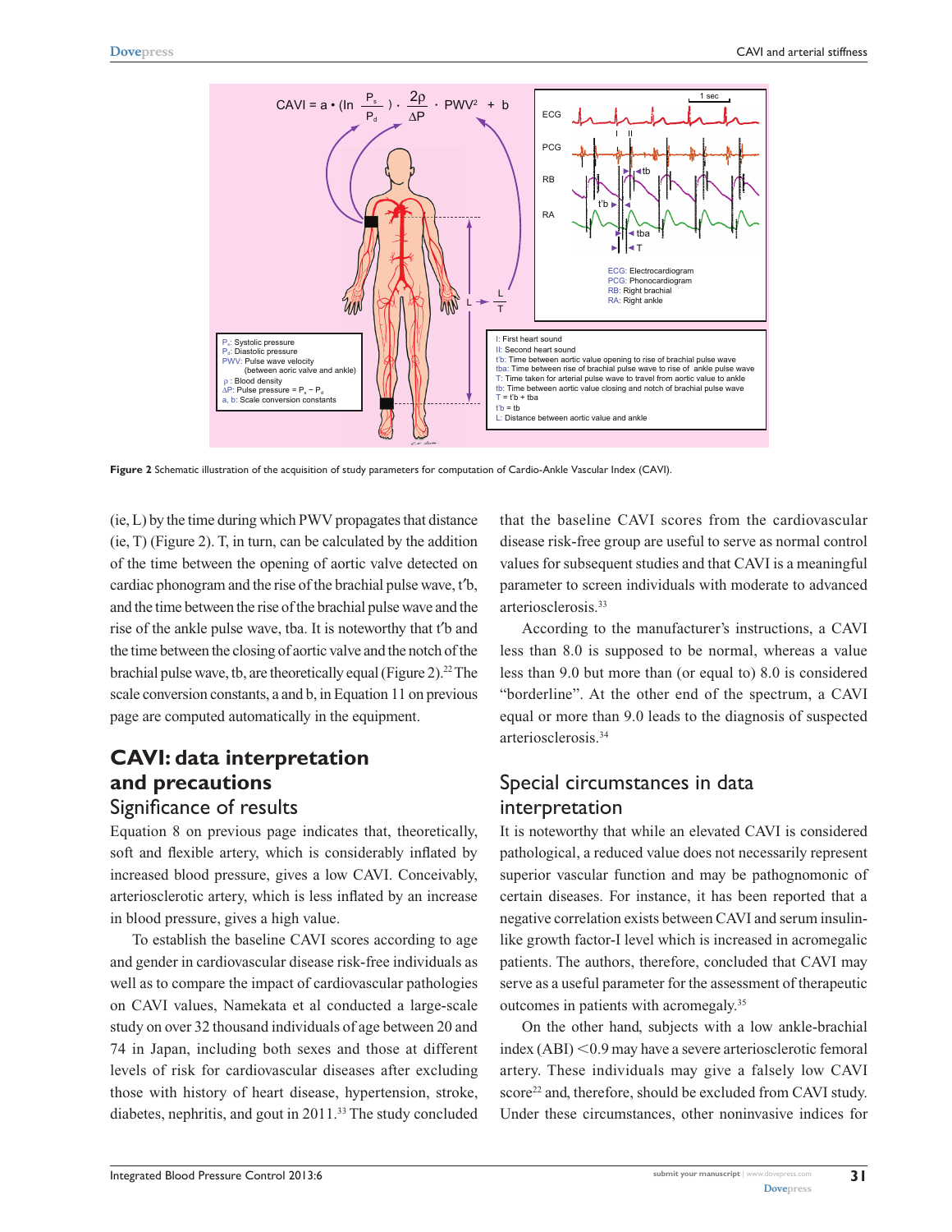$$CAVI = a \cdot \left(\ln \frac{P_s}{P_d}\right) \cdot \frac{2\rho}{\Delta P} \cdot PWV^2 + b$$

1 sec

ECG

PCG

RB

RA

I II

tb

t'b

tba

T

L

L

T

ECG: Electrocardiogram
PCG: Phonocardiogram
RB: Right brachial
RA: Right ankle

$P_s$: Systolic pressure
$P_d$: Diastolic pressure
PWV: Pulse wave velocity (between aoric valve and ankle)
ρ: Blood density
ΔP: Pulse pressure = $P_s - P_d$
a, b: Scale conversion constants

I: First heart sound
II: Second heart sound
t'b: Time between aortic valve opening to rise of brachial pulse wave
tba: Time between rise of brachial pulse wave to rise of ankle pulse wave
T: Time taken for arterial pulse wave to travel from aortic value to ankle
tb: Time between aortic value closing and notch of brachial pulse wave
T = t'b + tba
t'b = tb
L: Distance between aortic value and ankle

**Figure 2** Schematic illustration of the acquisition of study parameters for computation of Cardio-Ankle Vascular Index (CAVI).

(ie, L) by the time during which PWV propagates that distance (ie, T) (Figure 2). T, in turn, can be calculated by the addition of the time between the opening of aortic valve detected on cardiac phonogram and the rise of the brachial pulse wave, t′b, and the time between the rise of the brachial pulse wave and the rise of the ankle pulse wave, tba. It is noteworthy that t′b and the time between the closing of aortic valve and the notch of the brachial pulse wave, tb, are theoretically equal (Figure 2).[22] The scale conversion constants, a and b, in Equation 11 on previous page are computed automatically in the equipment.

## CAVI: data interpretation and precautions

### Significance of results

Equation 8 on previous page indicates that, theoretically, soft and flexible artery, which is considerably inflated by increased blood pressure, gives a low CAVI. Conceivably, arteriosclerotic artery, which is less inflated by an increase in blood pressure, gives a high value.

To establish the baseline CAVI scores according to age and gender in cardiovascular disease risk-free individuals as well as to compare the impact of cardiovascular pathologies on CAVI values, Namekata et al conducted a large-scale study on over 32 thousand individuals of age between 20 and 74 in Japan, including both sexes and those at different levels of risk for cardiovascular diseases after excluding those with history of heart disease, hypertension, stroke, diabetes, nephritis, and gout in 2011.[33] The study concluded that the baseline CAVI scores from the cardiovascular disease risk-free group are useful to serve as normal control values for subsequent studies and that CAVI is a meaningful parameter to screen individuals with moderate to advanced arteriosclerosis.[33]

According to the manufacturer's instructions, a CAVI less than 8.0 is supposed to be normal, whereas a value less than 9.0 but more than (or equal to) 8.0 is considered "borderline". At the other end of the spectrum, a CAVI equal or more than 9.0 leads to the diagnosis of suspected arteriosclerosis.[34]

### Special circumstances in data interpretation

It is noteworthy that while an elevated CAVI is considered pathological, a reduced value does not necessarily represent superior vascular function and may be pathognomonic of certain diseases. For instance, it has been reported that a negative correlation exists between CAVI and serum insulin-like growth factor-I level which is increased in acromegalic patients. The authors, therefore, concluded that CAVI may serve as a useful parameter for the assessment of therapeutic outcomes in patients with acromegaly.[35]

On the other hand, subjects with a low ankle-brachial index (ABI) <0.9 may have a severe arteriosclerotic femoral artery. These individuals may give a falsely low CAVI score[22] and, therefore, should be excluded from CAVI study. Under these circumstances, other noninvasive indices for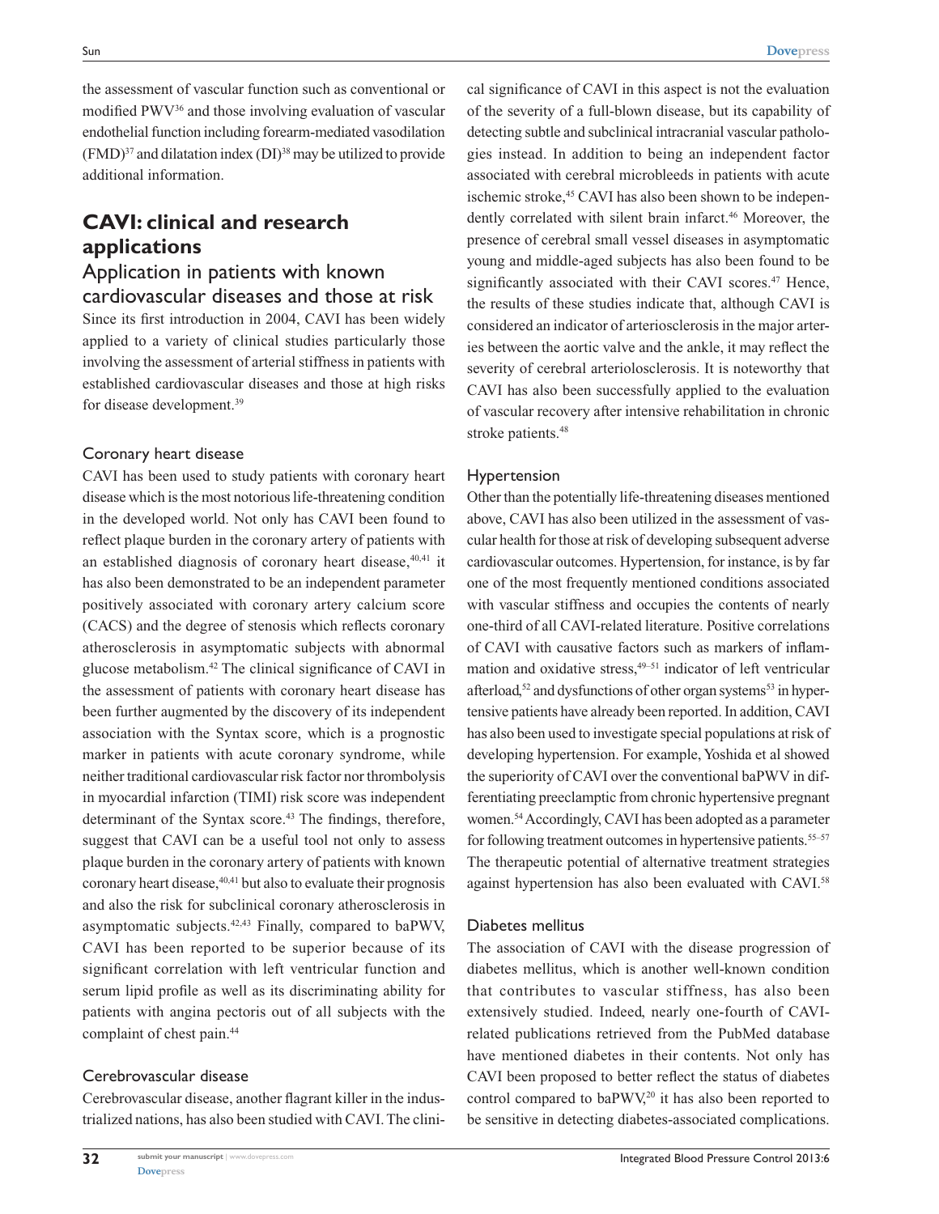the assessment of vascular function such as conventional or modified PWV[36] and those involving evaluation of vascular endothelial function including forearm-mediated vasodilation (FMD)[37] and dilatation index (DI)[38] may be utilized to provide additional information.

## CAVI: clinical and research applications

### Application in patients with known cardiovascular diseases and those at risk

Since its first introduction in 2004, CAVI has been widely applied to a variety of clinical studies particularly those involving the assessment of arterial stiffness in patients with established cardiovascular diseases and those at high risks for disease development.[39]

#### Coronary heart disease

CAVI has been used to study patients with coronary heart disease which is the most notorious life-threatening condition in the developed world. Not only has CAVI been found to reflect plaque burden in the coronary artery of patients with an established diagnosis of coronary heart disease,[40,41] it has also been demonstrated to be an independent parameter positively associated with coronary artery calcium score (CACS) and the degree of stenosis which reflects coronary atherosclerosis in asymptomatic subjects with abnormal glucose metabolism.[42] The clinical significance of CAVI in the assessment of patients with coronary heart disease has been further augmented by the discovery of its independent association with the Syntax score, which is a prognostic marker in patients with acute coronary syndrome, while neither traditional cardiovascular risk factor nor thrombolysis in myocardial infarction (TIMI) risk score was independent determinant of the Syntax score.[43] The findings, therefore, suggest that CAVI can be a useful tool not only to assess plaque burden in the coronary artery of patients with known coronary heart disease,[40,41] but also to evaluate their prognosis and also the risk for subclinical coronary atherosclerosis in asymptomatic subjects.[42,43] Finally, compared to baPWV, CAVI has been reported to be superior because of its significant correlation with left ventricular function and serum lipid profile as well as its discriminating ability for patients with angina pectoris out of all subjects with the complaint of chest pain.[44]

#### Cerebrovascular disease

Cerebrovascular disease, another flagrant killer in the industrialized nations, has also been studied with CAVI. The clinical significance of CAVI in this aspect is not the evaluation of the severity of a full-blown disease, but its capability of detecting subtle and subclinical intracranial vascular pathologies instead. In addition to being an independent factor associated with cerebral microbleeds in patients with acute ischemic stroke,[45] CAVI has also been shown to be independently correlated with silent brain infarct.[46] Moreover, the presence of cerebral small vessel diseases in asymptomatic young and middle-aged subjects has also been found to be significantly associated with their CAVI scores.[47] Hence, the results of these studies indicate that, although CAVI is considered an indicator of arteriosclerosis in the major arteries between the aortic valve and the ankle, it may reflect the severity of cerebral arteriolosclerosis. It is noteworthy that CAVI has also been successfully applied to the evaluation of vascular recovery after intensive rehabilitation in chronic stroke patients.[48]

#### Hypertension

Other than the potentially life-threatening diseases mentioned above, CAVI has also been utilized in the assessment of vascular health for those at risk of developing subsequent adverse cardiovascular outcomes. Hypertension, for instance, is by far one of the most frequently mentioned conditions associated with vascular stiffness and occupies the contents of nearly one-third of all CAVI-related literature. Positive correlations of CAVI with causative factors such as markers of inflammation and oxidative stress,[49–51] indicator of left ventricular afterload,[52] and dysfunctions of other organ systems[53] in hypertensive patients have already been reported. In addition, CAVI has also been used to investigate special populations at risk of developing hypertension. For example, Yoshida et al showed the superiority of CAVI over the conventional baPWV in differentiating preeclampsia from chronic hypertensive pregnant women.[54] Accordingly, CAVI has been adopted as a parameter for following treatment outcomes in hypertensive patients.[55–57] The therapeutic potential of alternative treatment strategies against hypertension has also been evaluated with CAVI.[58]

#### Diabetes mellitus

The association of CAVI with the disease progression of diabetes mellitus, which is another well-known condition that contributes to vascular stiffness, has also been extensively studied. Indeed, nearly one-fourth of CAVI-related publications retrieved from the PubMed database have mentioned diabetes in their contents. Not only has CAVI been proposed to better reflect the status of diabetes control compared to baPWV,[20] it has also been reported to be sensitive in detecting diabetes-associated complications.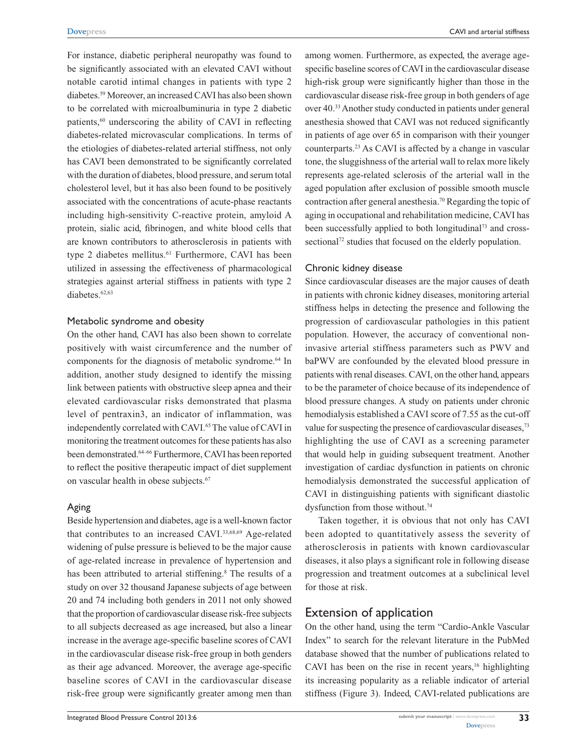For instance, diabetic peripheral neuropathy was found to be significantly associated with an elevated CAVI without notable carotid intimal changes in patients with type 2 diabetes.[59] Moreover, an increased CAVI has also been shown to be correlated with microalbuminuria in type 2 diabetic patients,[60] underscoring the ability of CAVI in reflecting diabetes-related microvascular complications. In terms of the etiologies of diabetes-related arterial stiffness, not only has CAVI been demonstrated to be significantly correlated with the duration of diabetes, blood pressure, and serum total cholesterol level, but it has also been found to be positively associated with the concentrations of acute-phase reactants including high-sensitivity C-reactive protein, amyloid A protein, sialic acid, fibrinogen, and white blood cells that are known contributors to atherosclerosis in patients with type 2 diabetes mellitus.[61] Furthermore, CAVI has been utilized in assessing the effectiveness of pharmacological strategies against arterial stiffness in patients with type 2 diabetes.[62,63]

### Metabolic syndrome and obesity

On the other hand, CAVI has also been shown to correlate positively with waist circumference and the number of components for the diagnosis of metabolic syndrome.[64] In addition, another study designed to identify the missing link between patients with obstructive sleep apnea and their elevated cardiovascular risks demonstrated that plasma level of pentraxin3, an indicator of inflammation, was independently correlated with CAVI.[65] The value of CAVI in monitoring the treatment outcomes for these patients has also been demonstrated.[64–66] Furthermore, CAVI has been reported to reflect the positive therapeutic impact of diet supplement on vascular health in obese subjects.[67]

### Aging

Beside hypertension and diabetes, age is a well-known factor that contributes to an increased CAVI.[33,68,69] Age-related widening of pulse pressure is believed to be the major cause of age-related increase in prevalence of hypertension and has been attributed to arterial stiffening.[8] The results of a study on over 32 thousand Japanese subjects of age between 20 and 74 including both genders in 2011 not only showed that the proportion of cardiovascular disease risk-free subjects to all subjects decreased as age increased, but also a linear increase in the average age-specific baseline scores of CAVI in the cardiovascular disease risk-free group in both genders as their age advanced. Moreover, the average age-specific baseline scores of CAVI in the cardiovascular disease risk-free group were significantly greater among men than among women. Furthermore, as expected, the average age-specific baseline scores of CAVI in the cardiovascular disease high-risk group were significantly higher than those in the cardiovascular disease risk-free group in both genders of age over 40.[33] Another study conducted in patients under general anesthesia showed that CAVI was not reduced significantly in patients of age over 65 in comparison with their younger counterparts.[23] As CAVI is affected by a change in vascular tone, the sluggishness of the arterial wall to relax more likely represents age-related sclerosis of the arterial wall in the aged population after exclusion of possible smooth muscle contraction after general anesthesia.[70] Regarding the topic of aging in occupational and rehabilitation medicine, CAVI has been successfully applied to both longitudinal[73] and cross-sectional[72] studies that focused on the elderly population.

### Chronic kidney disease

Since cardiovascular diseases are the major causes of death in patients with chronic kidney diseases, monitoring arterial stiffness helps in detecting the presence and following the progression of cardiovascular pathologies in this patient population. However, the accuracy of conventional non-invasive arterial stiffness parameters such as PWV and baPWV are confounded by the elevated blood pressure in patients with renal diseases. CAVI, on the other hand, appears to be the parameter of choice because of its independence of blood pressure changes. A study on patients under chronic hemodialysis established a CAVI score of 7.55 as the cut-off value for suspecting the presence of cardiovascular diseases,[73] highlighting the use of CAVI as a screening parameter that would help in guiding subsequent treatment. Another investigation of cardiac dysfunction in patients on chronic hemodialysis demonstrated the successful application of CAVI in distinguishing patients with significant diastolic dysfunction from those without.[74]

Taken together, it is obvious that not only has CAVI been adopted to quantitatively assess the severity of atherosclerosis in patients with known cardiovascular diseases, it also plays a significant role in following disease progression and treatment outcomes at a subclinical level for those at risk.

## Extension of application

On the other hand, using the term "Cardio-Ankle Vascular Index" to search for the relevant literature in the PubMed database showed that the number of publications related to CAVI has been on the rise in recent years,[16] highlighting its increasing popularity as a reliable indicator of arterial stiffness (Figure 3). Indeed, CAVI-related publications are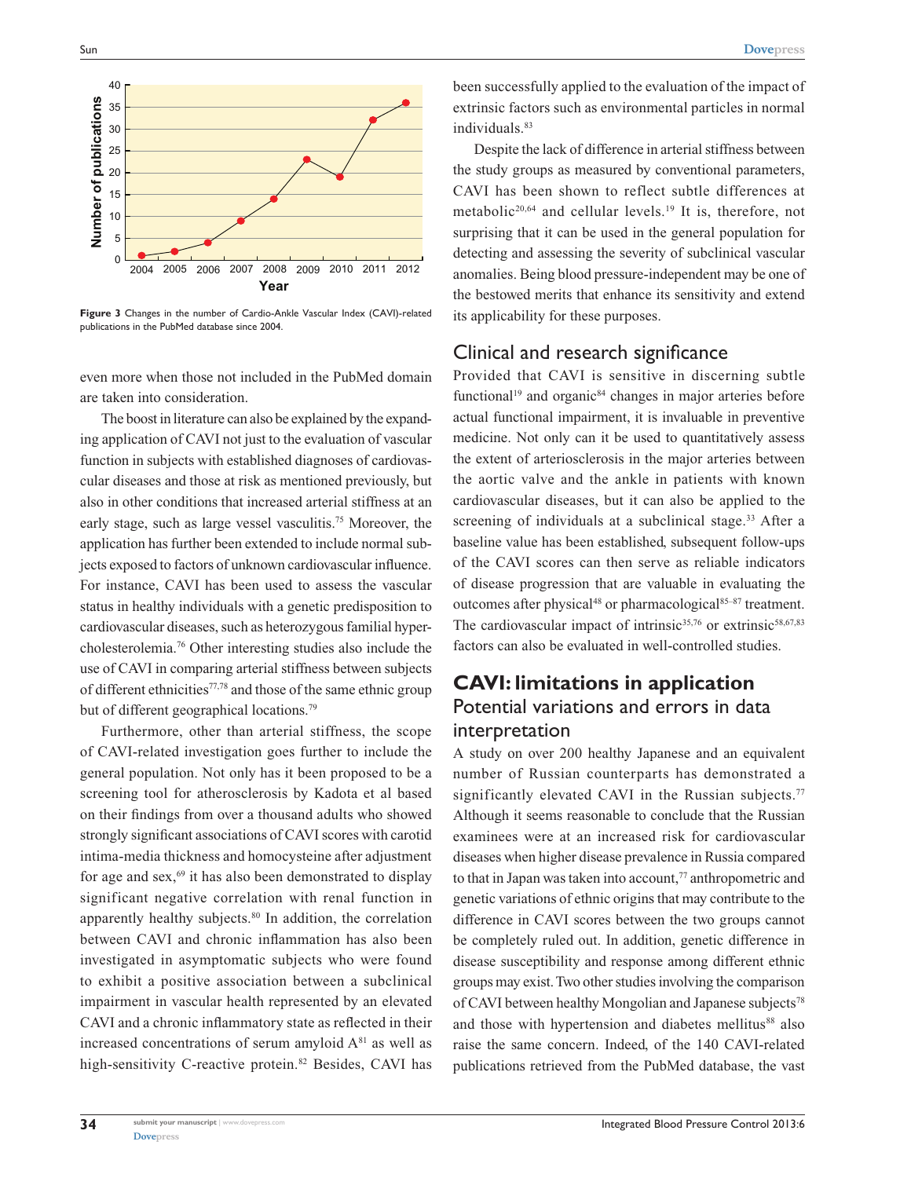Figure 3 Changes in the number of Cardio-Ankle Vascular Index (CAVI)-related publications in the PubMed database since 2004.

even more when those not included in the PubMed domain are taken into consideration.

The boost in literature can also be explained by the expanding application of CAVI not just to the evaluation of vascular function in subjects with established diagnoses of cardiovascular diseases and those at risk as mentioned previously, but also in other conditions that increased arterial stiffness at an early stage, such as large vessel vasculitis.[75] Moreover, the application has further been extended to include normal subjects exposed to factors of unknown cardiovascular influence. For instance, CAVI has been used to assess the vascular status in healthy individuals with a genetic predisposition to cardiovascular diseases, such as heterozygous familial hypercholesterolemia.[76] Other interesting studies also include the use of CAVI in comparing arterial stiffness between subjects of different ethnicities[77,78] and those of the same ethnic group but of different geographical locations.[79]

Furthermore, other than arterial stiffness, the scope of CAVI-related investigation goes further to include the general population. Not only has it been proposed to be a screening tool for atherosclerosis by Kadota et al based on their findings from over a thousand adults who showed strongly significant associations of CAVI scores with carotid intima-media thickness and homocysteine after adjustment for age and sex,[69] it has also been demonstrated to display significant negative correlation with renal function in apparently healthy subjects.[80] In addition, the correlation between CAVI and chronic inflammation has also been investigated in asymptomatic subjects who were found to exhibit a positive association between a subclinical impairment in vascular health represented by an elevated CAVI and a chronic inflammatory state as reflected in their increased concentrations of serum amyloid A[81] as well as high-sensitivity C-reactive protein.[82] Besides, CAVI has been successfully applied to the evaluation of the impact of extrinsic factors such as environmental particles in normal individuals.[83]

Despite the lack of difference in arterial stiffness between the study groups as measured by conventional parameters, CAVI has been shown to reflect subtle differences at metabolic[20,64] and cellular levels.[19] It is, therefore, not surprising that it can be used in the general population for detecting and assessing the severity of subclinical vascular anomalies. Being blood pressure-independent may be one of the bestowed merits that enhance its sensitivity and extend its applicability for these purposes.

## Clinical and research significance

Provided that CAVI is sensitive in discerning subtle functional[19] and organic[84] changes in major arteries before actual functional impairment, it is invaluable in preventive medicine. Not only can it be used to quantitatively assess the extent of arteriosclerosis in the major arteries between the aortic valve and the ankle in patients with known cardiovascular diseases, but it can also be applied to the screening of individuals at a subclinical stage.[33] After a baseline value has been established, subsequent follow-ups of the CAVI scores can then serve as reliable indicators of disease progression that are valuable in evaluating the outcomes after physical[48] or pharmacological[85–87] treatment. The cardiovascular impact of intrinsic[35,76] or extrinsic[58,67,83] factors can also be evaluated in well-controlled studies.

# CAVI: limitations in application

## Potential variations and errors in data interpretation

A study on over 200 healthy Japanese and an equivalent number of Russian counterparts has demonstrated a significantly elevated CAVI in the Russian subjects.[77] Although it seems reasonable to conclude that the Russian examinees were at an increased risk for cardiovascular diseases when higher disease prevalence in Russia compared to that in Japan was taken into account,[77] anthropometric and genetic variations of ethnic origins that may contribute to the difference in CAVI scores between the two groups cannot be completely ruled out. In addition, genetic difference in disease susceptibility and response among different ethnic groups may exist. Two other studies involving the comparison of CAVI between healthy Mongolian and Japanese subjects[78] and those with hypertension and diabetes mellitus[88] also raise the same concern. Indeed, of the 140 CAVI-related publications retrieved from the PubMed database, the vast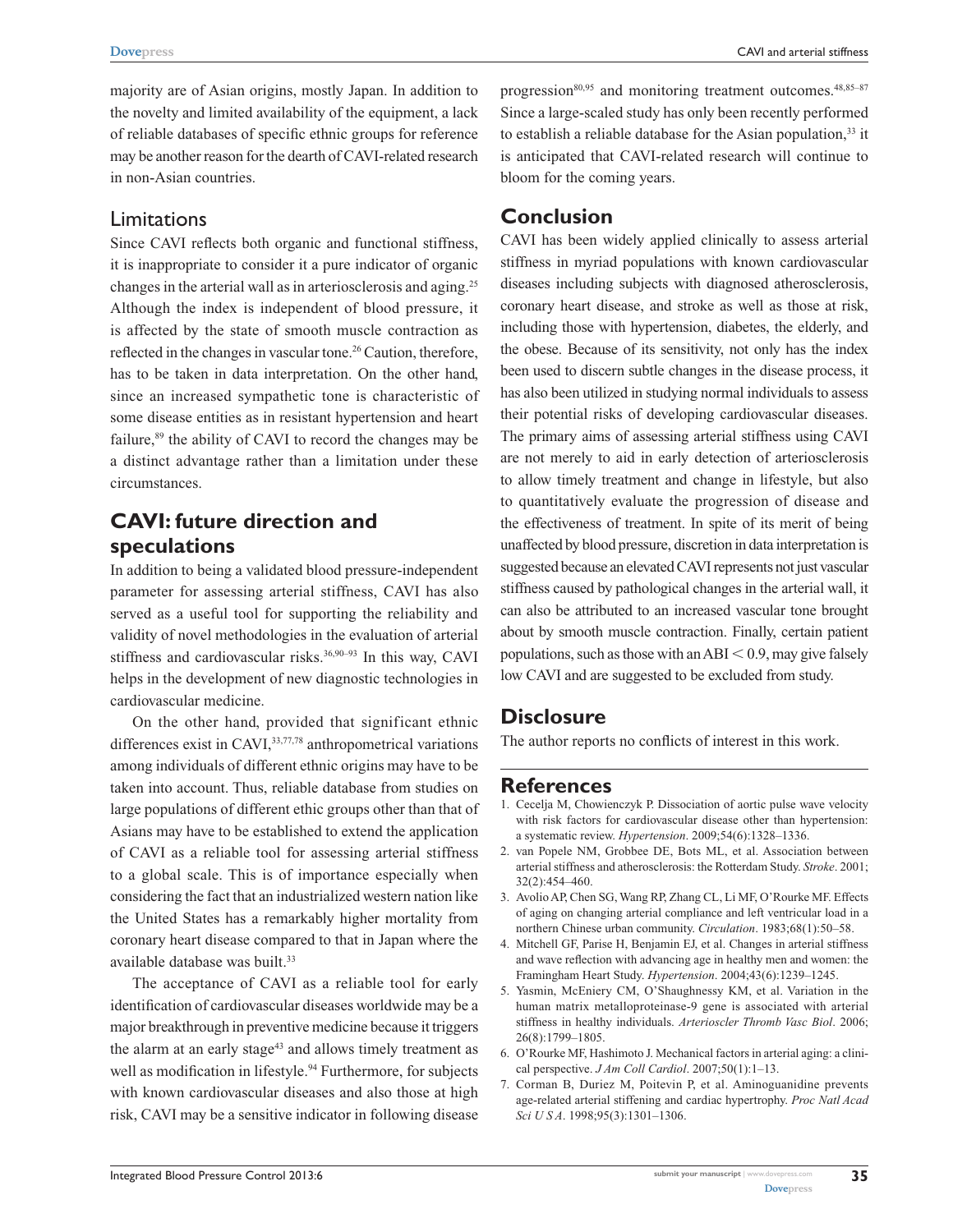majority are of Asian origins, mostly Japan. In addition to the novelty and limited availability of the equipment, a lack of reliable databases of specific ethnic groups for reference may be another reason for the dearth of CAVI-related research in non-Asian countries.

### Limitations

Since CAVI reflects both organic and functional stiffness, it is inappropriate to consider it a pure indicator of organic changes in the arterial wall as in arteriosclerosis and aging.[25] Although the index is independent of blood pressure, it is affected by the state of smooth muscle contraction as reflected in the changes in vascular tone.[26] Caution, therefore, has to be taken in data interpretation. On the other hand, since an increased sympathetic tone is characteristic of some disease entities as in resistant hypertension and heart failure,[89] the ability of CAVI to record the changes may be a distinct advantage rather than a limitation under these circumstances.

## CAVI: future direction and speculations

In addition to being a validated blood pressure-independent parameter for assessing arterial stiffness, CAVI has also served as a useful tool for supporting the reliability and validity of novel methodologies in the evaluation of arterial stiffness and cardiovascular risks.[36,90–93] In this way, CAVI helps in the development of new diagnostic technologies in cardiovascular medicine.

On the other hand, provided that significant ethnic differences exist in CAVI,[33,77,78] anthropometrical variations among individuals of different ethnic origins may have to be taken into account. Thus, reliable database from studies on large populations of different ethic groups other than that of Asians may have to be established to extend the application of CAVI as a reliable tool for assessing arterial stiffness to a global scale. This is of importance especially when considering the fact that an industrialized western nation like the United States has a remarkably higher mortality from coronary heart disease compared to that in Japan where the available database was built.[33]

The acceptance of CAVI as a reliable tool for early identification of cardiovascular diseases worldwide may be a major breakthrough in preventive medicine because it triggers the alarm at an early stage[43] and allows timely treatment as well as modification in lifestyle.[94] Furthermore, for subjects with known cardiovascular diseases and also those at high risk, CAVI may be a sensitive indicator in following disease progression[80,95] and monitoring treatment outcomes.[48,85–87] Since a large-scaled study has only been recently performed to establish a reliable database for the Asian population,[33] it is anticipated that CAVI-related research will continue to bloom for the coming years.

## Conclusion

CAVI has been widely applied clinically to assess arterial stiffness in myriad populations with known cardiovascular diseases including subjects with diagnosed atherosclerosis, coronary heart disease, and stroke as well as those at risk, including those with hypertension, diabetes, the elderly, and the obese. Because of its sensitivity, not only has the index been used to discern subtle changes in the disease process, it has also been utilized in studying normal individuals to assess their potential risks of developing cardiovascular diseases. The primary aims of assessing arterial stiffness using CAVI are not merely to aid in early detection of arteriosclerosis to allow timely treatment and change in lifestyle, but also to quantitatively evaluate the progression of disease and the effectiveness of treatment. In spite of its merit of being unaffected by blood pressure, discretion in data interpretation is suggested because an elevated CAVI represents not just vascular stiffness caused by pathological changes in the arterial wall, it can also be attributed to an increased vascular tone brought about by smooth muscle contraction. Finally, certain patient populations, such as those with an ABI $< 0.9$, may give falsely low CAVI and are suggested to be excluded from study.

## Disclosure

The author reports no conflicts of interest in this work.

## References

1. Cecelja M, Chowienczyk P. Dissociation of aortic pulse wave velocity with risk factors for cardiovascular disease other than hypertension: a systematic review. *Hypertension*. 2009;54(6):1328–1336.
2. van Popele NM, Grobbee DE, Bots ML, et al. Association between arterial stiffness and atherosclerosis: the Rotterdam Study. *Stroke*. 2001; 32(2):454–460.
3. Avolio AP, Chen SG, Wang RP, Zhang CL, Li MF, O'Rourke MF. Effects of aging on changing arterial compliance and left ventricular load in a northern Chinese urban community. *Circulation*. 1983;68(1):50–58.
4. Mitchell GF, Parise H, Benjamin EJ, et al. Changes in arterial stiffness and wave reflection with advancing age in healthy men and women: the Framingham Heart Study. *Hypertension*. 2004;43(6):1239–1245.
5. Yasmin, McEniery CM, O'Shaughnessy KM, et al. Variation in the human matrix metalloproteinase-9 gene is associated with arterial stiffness in healthy individuals. *Arterioscler Thromb Vasc Biol*. 2006; 26(8):1799–1805.
6. O'Rourke MF, Hashimoto J. Mechanical factors in arterial aging: a clinical perspective. *J Am Coll Cardiol*. 2007;50(1):1–13.
7. Corman B, Duriez M, Poitevin P, et al. Aminoguanidine prevents age-related arterial stiffening and cardiac hypertrophy. *Proc Natl Acad Sci U S A*. 1998;95(3):1301–1306.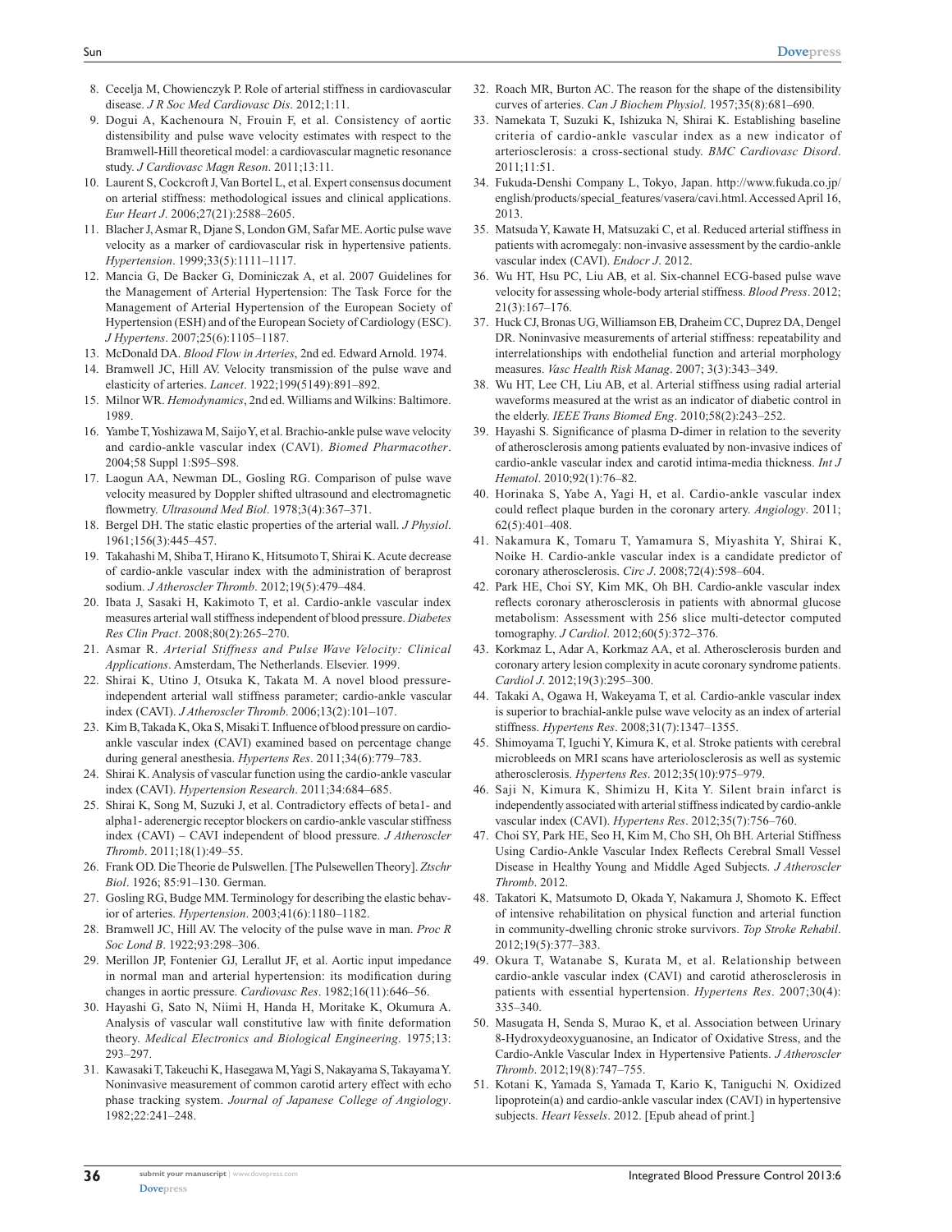8. Cecelja M, Chowienczyk P. Role of arterial stiffness in cardiovascular disease. *J R Soc Med Cardiovasc Dis*. 2012;1:11.
9. Dogui A, Kachenoura N, Frouin F, et al. Consistency of aortic distensibility and pulse wave velocity estimates with respect to the Bramwell-Hill theoretical model: a cardiovascular magnetic resonance study. *J Cardiovasc Magn Reson*. 2011;13:11.
10. Laurent S, Cockcroft J, Van Bortel L, et al. Expert consensus document on arterial stiffness: methodological issues and clinical applications. *Eur Heart J*. 2006;27(21):2588–2605.
11. Blacher J, Asmar R, Djane S, London GM, Safar ME. Aortic pulse wave velocity as a marker of cardiovascular risk in hypertensive patients. *Hypertension*. 1999;33(5):1111–1117.
12. Mancia G, De Backer G, Dominiczak A, et al. 2007 Guidelines for the Management of Arterial Hypertension: The Task Force for the Management of Arterial Hypertension of the European Society of Hypertension (ESH) and of the European Society of Cardiology (ESC). *J Hypertens*. 2007;25(6):1105–1187.
13. McDonald DA. *Blood Flow in Arteries*, 2nd ed. Edward Arnold. 1974.
14. Bramwell JC, Hill AV. Velocity transmission of the pulse wave and elasticity of arteries. *Lancet*. 1922;199(5149):891–892.
15. Milnor WR. *Hemodynamics*, 2nd ed. Williams and Wilkins: Baltimore. 1989.
16. Yambe T, Yoshizawa M, Saijo Y, et al. Brachio-ankle pulse wave velocity and cardio-ankle vascular index (CAVI). *Biomed Pharmacother*. 2004;58 Suppl 1:S95–S98.
17. Laogun AA, Newman DL, Gosling RG. Comparison of pulse wave velocity measured by Doppler shifted ultrasound and electromagnetic flowmetry. *Ultrasound Med Biol*. 1978;3(4):367–371.
18. Bergel DH. The static elastic properties of the arterial wall. *J Physiol*. 1961;156(3):445–457.
19. Takahashi M, Shiba T, Hirano K, Hitsumoto T, Shirai K. Acute decrease of cardio-ankle vascular index with the administration of beraprost sodium. *J Atheroscler Thromb*. 2012;19(5):479–484.
20. Ibata J, Sasaki H, Kakimoto T, et al. Cardio-ankle vascular index measures arterial wall stiffness independent of blood pressure. *Diabetes Res Clin Pract*. 2008;80(2):265–270.
21. Asmar R. *Arterial Stiffness and Pulse Wave Velocity: Clinical Applications*. Amsterdam, The Netherlands. Elsevier. 1999.
22. Shirai K, Utino J, Otsuka K, Takata M. A novel blood pressure-independent arterial wall stiffness parameter; cardio-ankle vascular index (CAVI). *J Atheroscler Thromb*. 2006;13(2):101–107.
23. Kim B, Takada K, Oka S, Misaki T. Influence of blood pressure on cardio-ankle vascular index (CAVI) examined based on percentage change during general anesthesia. *Hypertens Res*. 2011;34(6):779–783.
24. Shirai K. Analysis of vascular function using the cardio-ankle vascular index (CAVI). *Hypertension Research*. 2011;34:684–685.
25. Shirai K, Song M, Suzuki J, et al. Contradictory effects of beta1- and alpha1- aderenergic receptor blockers on cardio-ankle vascular stiffness index (CAVI) – CAVI independent of blood pressure. *J Atheroscler Thromb*. 2011;18(1):49–55.
26. Frank OD. Die Theorie de Pulswellen. [The Pulsewellen Theory]. *Ztschr Biol*. 1926; 85:91–130. German.
27. Gosling RG, Budge MM. Terminology for describing the elastic behavior of arteries. *Hypertension*. 2003;41(6):1180–1182.
28. Bramwell JC, Hill AV. The velocity of the pulse wave in man. *Proc R Soc Lond B*. 1922;93:298–306.
29. Merillon JP, Fontenier GJ, Lerallut JF, et al. Aortic input impedance in normal man and arterial hypertension: its modification during changes in aortic pressure. *Cardiovasc Res*. 1982;16(11):646–56.
30. Hayashi G, Sato N, Niimi H, Handa H, Moritake K, Okumura A. Analysis of vascular wall constitutive law with finite deformation theory. *Medical Electronics and Biological Engineering*. 1975;13: 293–297.
31. Kawasaki T, Takeuchi K, Hasegawa M, Yagi S, Nakayama S, Takayama Y. Noninvasive measurement of common carotid artery effect with echo phase tracking system. *Journal of Japanese College of Angiology*. 1982;22:241–248.
32. Roach MR, Burton AC. The reason for the shape of the distensibility curves of arteries. *Can J Biochem Physiol*. 1957;35(8):681–690.
33. Namekata T, Suzuki K, Ishizuka N, Shirai K. Establishing baseline criteria of cardio-ankle vascular index as a new indicator of arteriosclerosis: a cross-sectional study. *BMC Cardiovasc Disord*. 2011;11:51.
34. Fukuda-Denshi Company L, Tokyo, Japan. http://www.fukuda.co.jp/english/products/special_features/vasera/cavi.html. Accessed April 16, 2013.
35. Matsuda Y, Kawate H, Matsuzaki C, et al. Reduced arterial stiffness in patients with acromegaly: non-invasive assessment by the cardio-ankle vascular index (CAVI). *Endocr J*. 2012.
36. Wu HT, Hsu PC, Liu AB, et al. Six-channel ECG-based pulse wave velocity for assessing whole-body arterial stiffness. *Blood Press*. 2012; 21(3):167–176.
37. Huck CJ, Bronas UG, Williamson EB, Draheim CC, Duprez DA, Dengel DR. Noninvasive measurements of arterial stiffness: repeatability and interrelationships with endothelial function and arterial morphology measures. *Vasc Health Risk Manag*. 2007; 3(3):343–349.
38. Wu HT, Lee CH, Liu AB, et al. Arterial stiffness using radial arterial waveforms measured at the wrist as an indicator of diabetic control in the elderly. *IEEE Trans Biomed Eng*. 2010;58(2):243–252.
39. Hayashi S. Significance of plasma D-dimer in relation to the severity of atherosclerosis among patients evaluated by non-invasive indices of cardio-ankle vascular index and carotid intima-media thickness. *Int J Hematol*. 2010;92(1):76–82.
40. Horinaka S, Yabe A, Yagi H, et al. Cardio-ankle vascular index could reflect plaque burden in the coronary artery. *Angiology*. 2011; 62(5):401–408.
41. Nakamura K, Tomaru T, Yamamura S, Miyashita Y, Shirai K, Noike H. Cardio-ankle vascular index is a candidate predictor of coronary atherosclerosis. *Circ J*. 2008;72(4):598–604.
42. Park HE, Choi SY, Kim MK, Oh BH. Cardio-ankle vascular index reflects coronary atherosclerosis in patients with abnormal glucose metabolism: Assessment with 256 slice multi-detector computed tomography. *J Cardiol*. 2012;60(5):372–376.
43. Korkmaz L, Adar A, Korkmaz AA, et al. Atherosclerosis burden and coronary artery lesion complexity in acute coronary syndrome patients. *Cardiol J*. 2012;19(3):295–300.
44. Takaki A, Ogawa H, Wakeyama T, et al. Cardio-ankle vascular index is superior to brachial-ankle pulse wave velocity as an index of arterial stiffness. *Hypertens Res*. 2008;31(7):1347–1355.
45. Shimoyama T, Iguchi Y, Kimura K, et al. Stroke patients with cerebral microbleeds on MRI scans have arteriolosclerosis as well as systemic atherosclerosis. *Hypertens Res*. 2012;35(10):975–979.
46. Saji N, Kimura K, Shimizu H, Kita Y. Silent brain infarct is independently associated with arterial stiffness indicated by cardio-ankle vascular index (CAVI). *Hypertens Res*. 2012;35(7):756–760.
47. Choi SY, Park HE, Seo H, Kim M, Cho SH, Oh BH. Arterial Stiffness Using Cardio-Ankle Vascular Index Reflects Cerebral Small Vessel Disease in Healthy Young and Middle Aged Subjects. *J Atheroscler Thromb*. 2012.
48. Takatori K, Matsumoto D, Okada Y, Nakamura J, Shomoto K. Effect of intensive rehabilitation on physical function and arterial function in community-dwelling chronic stroke survivors. *Top Stroke Rehabil*. 2012;19(5):377–383.
49. Okura T, Watanabe S, Kurata M, et al. Relationship between cardio-ankle vascular index (CAVI) and carotid atherosclerosis in patients with essential hypertension. *Hypertens Res*. 2007;30(4): 335–340.
50. Masugata H, Senda S, Murao K, et al. Association between Urinary 8-Hydroxydeoxyguanosine, an Indicator of Oxidative Stress, and the Cardio-Ankle Vascular Index in Hypertensive Patients. *J Atheroscler Thromb*. 2012;19(8):747–755.
51. Kotani K, Yamada S, Yamada T, Kario K, Taniguchi N. Oxidized lipoprotein(a) and cardio-ankle vascular index (CAVI) in hypertensive subjects. *Heart Vessels*. 2012. [Epub ahead of print.]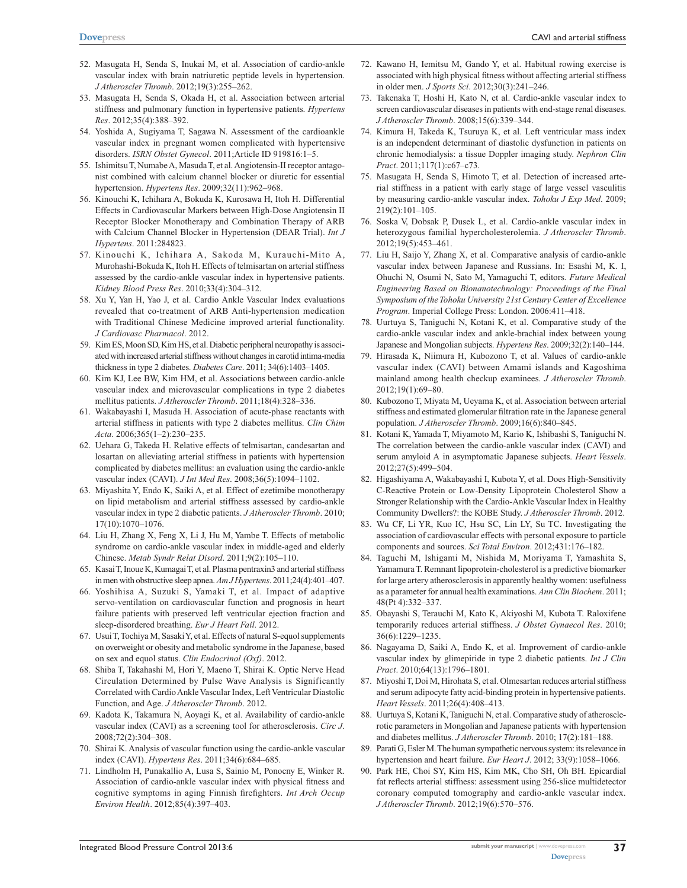52. Masugata H, Senda S, Inukai M, et al. Association of cardio-ankle vascular index with brain natriuretic peptide levels in hypertension. *J Atheroscler Thromb*. 2012;19(3):255–262.
53. Masugata H, Senda S, Okada H, et al. Association between arterial stiffness and pulmonary function in hypertensive patients. *Hypertens Res*. 2012;35(4):388–392.
54. Yoshida A, Sugiyama T, Sagawa N. Assessment of the cardioankle vascular index in pregnant women complicated with hypertensive disorders. *ISRN Obstet Gynecol*. 2011;Article ID 919816:1–5.
55. Ishimitsu T, Numabe A, Masuda T, et al. Angiotensin-II receptor antagonist combined with calcium channel blocker or diuretic for essential hypertension. *Hypertens Res*. 2009;32(11):962–968.
56. Kinouchi K, Ichihara A, Bokuda K, Kurosawa H, Itoh H. Differential Effects in Cardiovascular Markers between High-Dose Angiotensin II Receptor Blocker Monotherapy and Combination Therapy of ARB with Calcium Channel Blocker in Hypertension (DEAR Trial). *Int J Hypertens*. 2011:284823.
57. Kinouchi K, Ichihara A, Sakoda M, Kurauchi-Mito A, Murohashi-Bokuda K, Itoh H. Effects of telmisartan on arterial stiffness assessed by the cardio-ankle vascular index in hypertensive patients. *Kidney Blood Press Res*. 2010;33(4):304–312.
58. Xu Y, Yan H, Yao J, et al. Cardio Ankle Vascular Index evaluations revealed that co-treatment of ARB Anti-hypertension medication with Traditional Chinese Medicine improved arterial functionality. *J Cardiovasc Pharmacol*. 2012.
59. Kim ES, Moon SD, Kim HS, et al. Diabetic peripheral neuropathy is associated with increased arterial stiffness without changes in carotid intima-media thickness in type 2 diabetes. *Diabetes Care*. 2011; 34(6):1403–1405.
60. Kim KJ, Lee BW, Kim HM, et al. Associations between cardio-ankle vascular index and microvascular complications in type 2 diabetes mellitus patients. *J Atheroscler Thromb*. 2011;18(4):328–336.
61. Wakabayashi I, Masuda H. Association of acute-phase reactants with arterial stiffness in patients with type 2 diabetes mellitus. *Clin Chim Acta*. 2006;365(1–2):230–235.
62. Uehara G, Takeda H. Relative effects of telmisartan, candesartan and losartan on alleviating arterial stiffness in patients with hypertension complicated by diabetes mellitus: an evaluation using the cardio-ankle vascular index (CAVI). *J Int Med Res*. 2008;36(5):1094–1102.
63. Miyashita Y, Endo K, Saiki A, et al. Effect of ezetimibe monotherapy on lipid metabolism and arterial stiffness assessed by cardio-ankle vascular index in type 2 diabetic patients. *J Atheroscler Thromb*. 2010; 17(10):1070–1076.
64. Liu H, Zhang X, Feng X, Li J, Hu M, Yambe T. Effects of metabolic syndrome on cardio-ankle vascular index in middle-aged and elderly Chinese. *Metab Syndr Relat Disord*. 2011;9(2):105–110.
65. Kasai T, Inoue K, Kumagai T, et al. Plasma pentraxin3 and arterial stiffness in men with obstructive sleep apnea. *Am J Hypertens*. 2011;24(4):401–407.
66. Yoshihisa A, Suzuki S, Yamaki T, et al. Impact of adaptive servo-ventilation on cardiovascular function and prognosis in heart failure patients with preserved left ventricular ejection fraction and sleep-disordered breathing. *Eur J Heart Fail*. 2012.
67. Usui T, Tochiya M, Sasaki Y, et al. Effects of natural S-equol supplements on overweight or obesity and metabolic syndrome in the Japanese, based on sex and equol status. *Clin Endocrinol (Oxf)*. 2012.
68. Shiba T, Takahashi M, Hori Y, Maeno T, Shirai K. Optic Nerve Head Circulation Determined by Pulse Wave Analysis is Significantly Correlated with Cardio Ankle Vascular Index, Left Ventricular Diastolic Function, and Age. *J Atheroscler Thromb*. 2012.
69. Kadota K, Takamura N, Aoyagi K, et al. Availability of cardio-ankle vascular index (CAVI) as a screening tool for atherosclerosis. *Circ J*. 2008;72(2):304–308.
70. Shirai K. Analysis of vascular function using the cardio-ankle vascular index (CAVI). *Hypertens Res*. 2011;34(6):684–685.
71. Lindholm H, Punakallio A, Lusa S, Sainio M, Ponocny E, Winker R. Association of cardio-ankle vascular index with physical fitness and cognitive symptoms in aging Finnish firefighters. *Int Arch Occup Environ Health*. 2012;85(4):397–403.
72. Kawano H, Iemitsu M, Gando Y, et al. Habitual rowing exercise is associated with high physical fitness without affecting arterial stiffness in older men. *J Sports Sci*. 2012;30(3):241–246.
73. Takenaka T, Hoshi H, Kato N, et al. Cardio-ankle vascular index to screen cardiovascular diseases in patients with end-stage renal diseases. *J Atheroscler Thromb*. 2008;15(6):339–344.
74. Kimura H, Takeda K, Tsuruya K, et al. Left ventricular mass index is an independent determinant of diastolic dysfunction in patients on chronic hemodialysis: a tissue Doppler imaging study. *Nephron Clin Pract*. 2011;117(1):c67–c73.
75. Masugata H, Senda S, Himoto T, et al. Detection of increased arterial stiffness in a patient with early stage of large vessel vasculitis by measuring cardio-ankle vascular index. *Tohoku J Exp Med*. 2009; 219(2):101–105.
76. Soska V, Dobsak P, Dusek L, et al. Cardio-ankle vascular index in heterozygous familial hypercholesterolemia. *J Atheroscler Thromb*. 2012;19(5):453–461.
77. Liu H, Saijo Y, Zhang X, et al. Comparative analysis of cardio-ankle vascular index between Japanese and Russians. In: Esashi M, K. I, Ohuchi N, Osumi N, Sato M, Yamaguchi T, editors. *Future Medical Engineering Based on Bionanotechnology: Proceedings of the Final Symposium of the Tohoku University 21st Century Center of Excellence Program*. Imperial College Press: London. 2006:411–418.
78. Uurtuya S, Taniguchi N, Kotani K, et al. Comparative study of the cardio-ankle vascular index and ankle-brachial index between young Japanese and Mongolian subjects. *Hypertens Res*. 2009;32(2):140–144.
79. Hirasada K, Niimura H, Kubozono T, et al. Values of cardio-ankle vascular index (CAVI) between Amami islands and Kagoshima mainland among health checkup examinees. *J Atheroscler Thromb*. 2012;19(1):69–80.
80. Kubozono T, Miyata M, Ueyama K, et al. Association between arterial stiffness and estimated glomerular filtration rate in the Japanese general population. *J Atheroscler Thromb*. 2009;16(6):840–845.
81. Kotani K, Yamada T, Miyamoto M, Kario K, Ishibashi S, Taniguchi N. The correlation between the cardio-ankle vascular index (CAVI) and serum amyloid A in asymptomatic Japanese subjects. *Heart Vessels*. 2012;27(5):499–504.
82. Higashiyama A, Wakabayashi I, Kubota Y, et al. Does High-Sensitivity C-Reactive Protein or Low-Density Lipoprotein Cholesterol Show a Stronger Relationship with the Cardio-Ankle Vascular Index in Healthy Community Dwellers?: the KOBE Study. *J Atheroscler Thromb*. 2012.
83. Wu CF, Li YR, Kuo IC, Hsu SC, Lin LY, Su TC. Investigating the association of cardiovascular effects with personal exposure to particle components and sources. *Sci Total Environ*. 2012;431:176–182.
84. Taguchi M, Ishigami M, Nishida M, Moriyama T, Yamashita S, Yamamura T. Remnant lipoprotein-cholesterol is a predictive biomarker for large artery atherosclerosis in apparently healthy women: usefulness as a parameter for annual health examinations. *Ann Clin Biochem*. 2011; 48(Pt 4):332–337.
85. Obayashi S, Terauchi M, Kato K, Akiyoshi M, Kubota T. Raloxifene temporarily reduces arterial stiffness. *J Obstet Gynaecol Res*. 2010; 36(6):1229–1235.
86. Nagayama D, Saiki A, Endo K, et al. Improvement of cardio-ankle vascular index by glimepiride in type 2 diabetic patients. *Int J Clin Pract*. 2010;64(13):1796–1801.
87. Miyoshi T, Doi M, Hirohata S, et al. Olmesartan reduces arterial stiffness and serum adipocyte fatty acid-binding protein in hypertensive patients. *Heart Vessels*. 2011;26(4):408–413.
88. Uurtuya S, Kotani K, Taniguchi N, et al. Comparative study of atherosclerotic parameters in Mongolian and Japanese patients with hypertension and diabetes mellitus. *J Atheroscler Thromb*. 2010; 17(2):181–188.
89. Parati G, Esler M. The human sympathetic nervous system: its relevance in hypertension and heart failure. *Eur Heart J*. 2012; 33(9):1058–1066.
90. Park HE, Choi SY, Kim HS, Kim MK, Cho SH, Oh BH. Epicardial fat reflects arterial stiffness: assessment using 256-slice multidetector coronary computed tomography and cardio-ankle vascular index. *J Atheroscler Thromb*. 2012;19(6):570–576.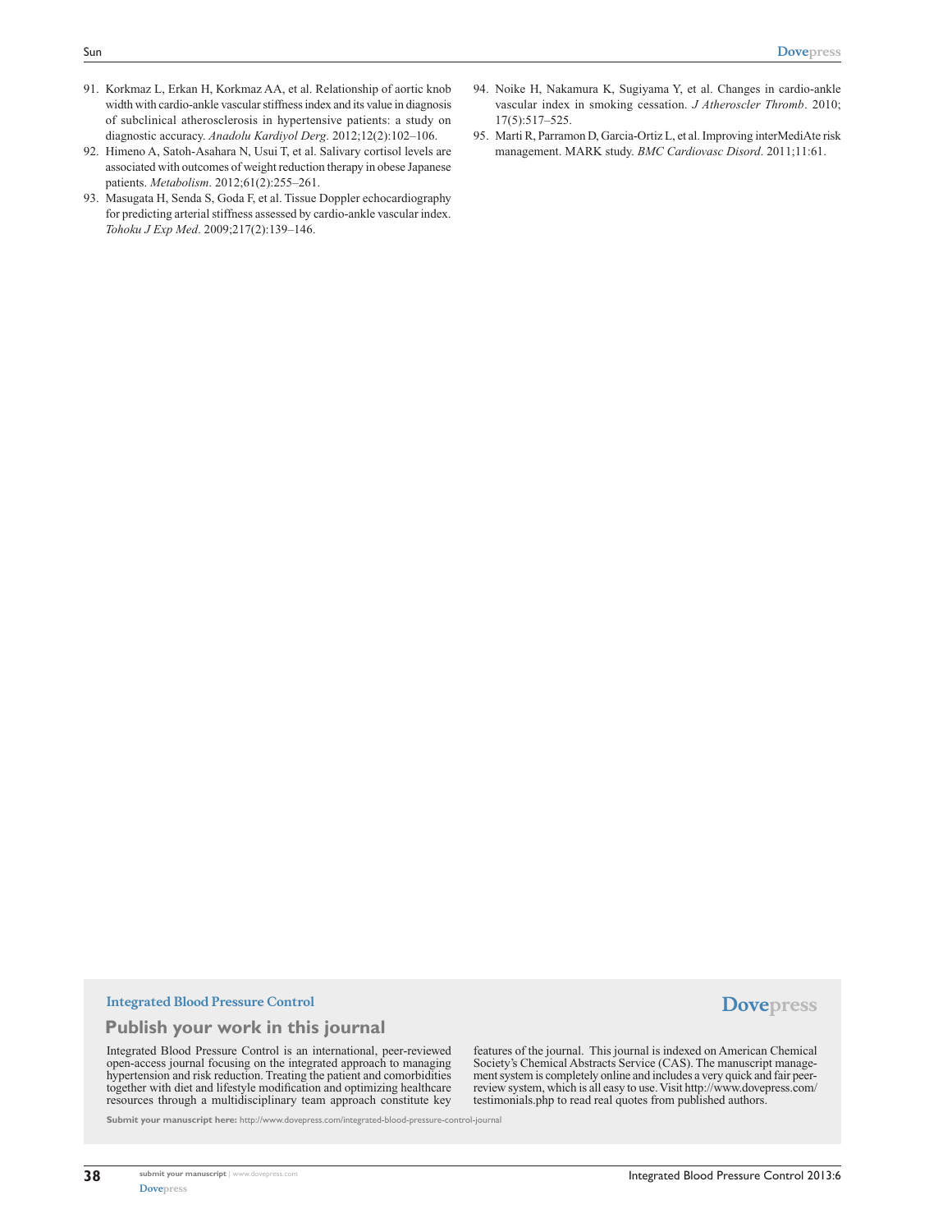91. Korkmaz L, Erkan H, Korkmaz AA, et al. Relationship of aortic knob width with cardio-ankle vascular stiffness index and its value in diagnosis of subclinical atherosclerosis in hypertensive patients: a study on diagnostic accuracy. *Anadolu Kardiyol Derg*. 2012;12(2):102–106.
92. Himeno A, Satoh-Asahara N, Usui T, et al. Salivary cortisol levels are associated with outcomes of weight reduction therapy in obese Japanese patients. *Metabolism*. 2012;61(2):255–261.
93. Masugata H, Senda S, Goda F, et al. Tissue Doppler echocardiography for predicting arterial stiffness assessed by cardio-ankle vascular index. *Tohoku J Exp Med*. 2009;217(2):139–146.
94. Noike H, Nakamura K, Sugiyama Y, et al. Changes in cardio-ankle vascular index in smoking cessation. *J Atheroscler Thromb*. 2010; 17(5):517–525.
95. Marti R, Parramon D, Garcia-Ortiz L, et al. Improving interMediAte risk management. MARK study. *BMC Cardiovasc Disord*. 2011;11:61.

**Integrated Blood Pressure Control**

**Dovepress**

## Publish your work in this journal

Integrated Blood Pressure Control is an international, peer-reviewed open-access journal focusing on the integrated approach to managing hypertension and risk reduction. Treating the patient and comorbidities together with diet and lifestyle modification and optimizing healthcare resources through a multidisciplinary team approach constitute key features of the journal. This journal is indexed on American Chemical Society's Chemical Abstracts Service (CAS). The manuscript management system is completely online and includes a very quick and fair peer-review system, which is all easy to use. Visit http://www.dovepress.com/testimonials.php to read real quotes from published authors.

**Submit your manuscript here:** http://www.dovepress.com/integrated-blood-pressure-control-journal